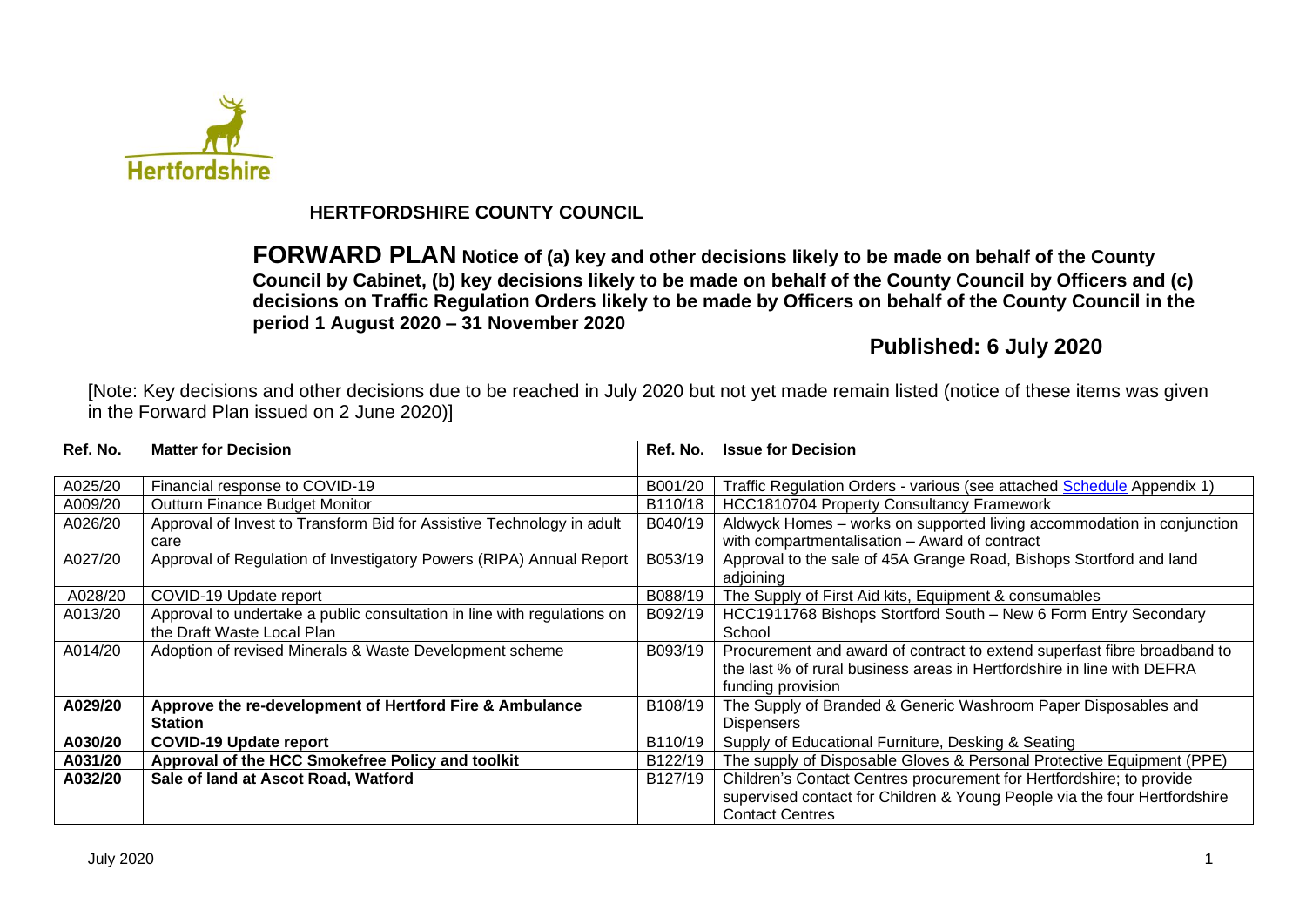# HERTFORDSHIRE COUNTY COUNCIL

**FORWARD PLAN Notice of (a) key and other decisions likely to be made on behalf of the County Council by Cabinet, (b) key decisions likely to be made on behalf of the County Council by Officers and (c) decisions on Traffic Regulation Orders likely to be made by Officers on behalf of the County Council in the period 1 August 2020 – 31 November 2020**

## Published: 6 July 2020

[Note: Key decisions and other decisions due to be reached in July 2020 but not yet made remain listed (notice of these items was given in the Forward Plan issued on 2 June 2020)]

| Ref. No. | Matter for Decision | Ref. No. | Issue for Decision |
|---|---|---|---|
| A025/20 | Financial response to COVID-19 | B001/20 | Traffic Regulation Orders - various (see attached Schedule Appendix 1) |
| A009/20 | Outturn Finance Budget Monitor | B110/18 | HCC1810704 Property Consultancy Framework |
| A026/20 | Approval of Invest to Transform Bid for Assistive Technology in adult care | B040/19 | Aldwyck Homes – works on supported living accommodation in conjunction with compartmentalisation – Award of contract |
| A027/20 | Approval of Regulation of Investigatory Powers (RIPA) Annual Report | B053/19 | Approval to the sale of 45A Grange Road, Bishops Stortford and land adjoining |
| A028/20 | COVID-19 Update report | B088/19 | The Supply of First Aid kits, Equipment & consumables |
| A013/20 | Approval to undertake a public consultation in line with regulations on the Draft Waste Local Plan | B092/19 | HCC1911768 Bishops Stortford South – New 6 Form Entry Secondary School |
| A014/20 | Adoption of revised Minerals & Waste Development scheme | B093/19 | Procurement and award of contract to extend superfast fibre broadband to the last % of rural business areas in Hertfordshire in line with DEFRA funding provision |
| **A029/20** | **Approve the re-development of Hertford Fire & Ambulance Station** | B108/19 | The Supply of Branded & Generic Washroom Paper Disposables and Dispensers |
| **A030/20** | **COVID-19 Update report** | B110/19 | Supply of Educational Furniture, Desking & Seating |
| **A031/20** | **Approval of the HCC Smokefree Policy and toolkit** | B122/19 | The supply of Disposable Gloves & Personal Protective Equipment (PPE) |
| **A032/20** | **Sale of land at Ascot Road, Watford** | B127/19 | Children's Contact Centres procurement for Hertfordshire; to provide supervised contact for Children & Young People via the four Hertfordshire Contact Centres |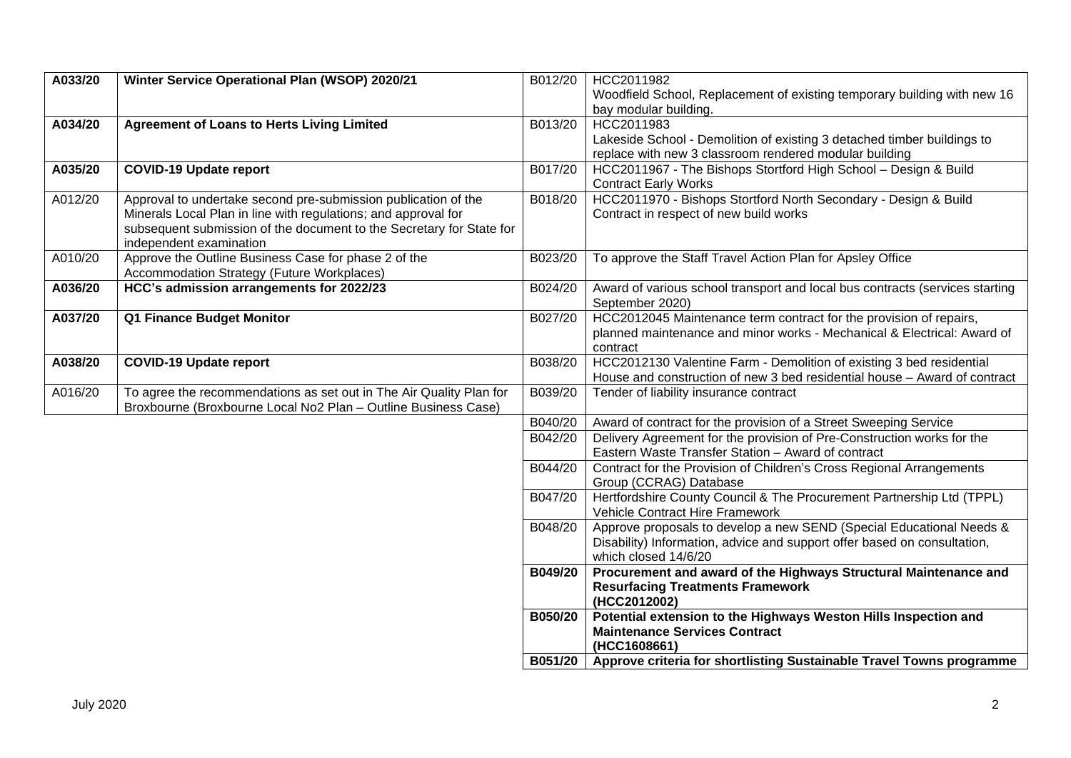| | | | |
|---|---|---|---|
| **A033/20** | **Winter Service Operational Plan (WSOP) 2020/21** | B012/20 | HCC2011982<br>Woodfield School, Replacement of existing temporary building with new 16 bay modular building. |
| **A034/20** | **Agreement of Loans to Herts Living Limited** | B013/20 | HCC2011983<br>Lakeside School - Demolition of existing 3 detached timber buildings to replace with new 3 classroom rendered modular building |
| **A035/20** | **COVID-19 Update report** | B017/20 | HCC2011967 - The Bishops Stortford High School – Design & Build Contract Early Works |
| A012/20 | Approval to undertake second pre-submission publication of the Minerals Local Plan in line with regulations; and approval for subsequent submission of the document to the Secretary for State for independent examination | B018/20 | HCC2011970 - Bishops Stortford North Secondary - Design & Build Contract in respect of new build works |
| A010/20 | Approve the Outline Business Case for phase 2 of the Accommodation Strategy (Future Workplaces) | B023/20 | To approve the Staff Travel Action Plan for Apsley Office |
| **A036/20** | **HCC's admission arrangements for 2022/23** | B024/20 | Award of various school transport and local bus contracts (services starting September 2020) |
| **A037/20** | **Q1 Finance Budget Monitor** | B027/20 | HCC2012045 Maintenance term contract for the provision of repairs, planned maintenance and minor works - Mechanical & Electrical: Award of contract |
| **A038/20** | **COVID-19 Update report** | B038/20 | HCC2012130 Valentine Farm - Demolition of existing 3 bed residential House and construction of new 3 bed residential house – Award of contract |
| A016/20 | To agree the recommendations as set out in The Air Quality Plan for Broxbourne (Broxbourne Local No2 Plan – Outline Business Case) | B039/20 | Tender of liability insurance contract |
| | | B040/20 | Award of contract for the provision of a Street Sweeping Service |
| | | B042/20 | Delivery Agreement for the provision of Pre-Construction works for the Eastern Waste Transfer Station – Award of contract |
| | | B044/20 | Contract for the Provision of Children's Cross Regional Arrangements Group (CCRAG) Database |
| | | B047/20 | Hertfordshire County Council & The Procurement Partnership Ltd (TPPL) Vehicle Contract Hire Framework |
| | | B048/20 | Approve proposals to develop a new SEND (Special Educational Needs & Disability) Information, advice and support offer based on consultation, which closed 14/6/20 |
| | | **B049/20** | **Procurement and award of the Highways Structural Maintenance and Resurfacing Treatments Framework (HCC2012002)** |
| | | **B050/20** | **Potential extension to the Highways Weston Hills Inspection and Maintenance Services Contract (HCC1608661)** |
| | | **B051/20** | **Approve criteria for shortlisting Sustainable Travel Towns programme** |

July 2020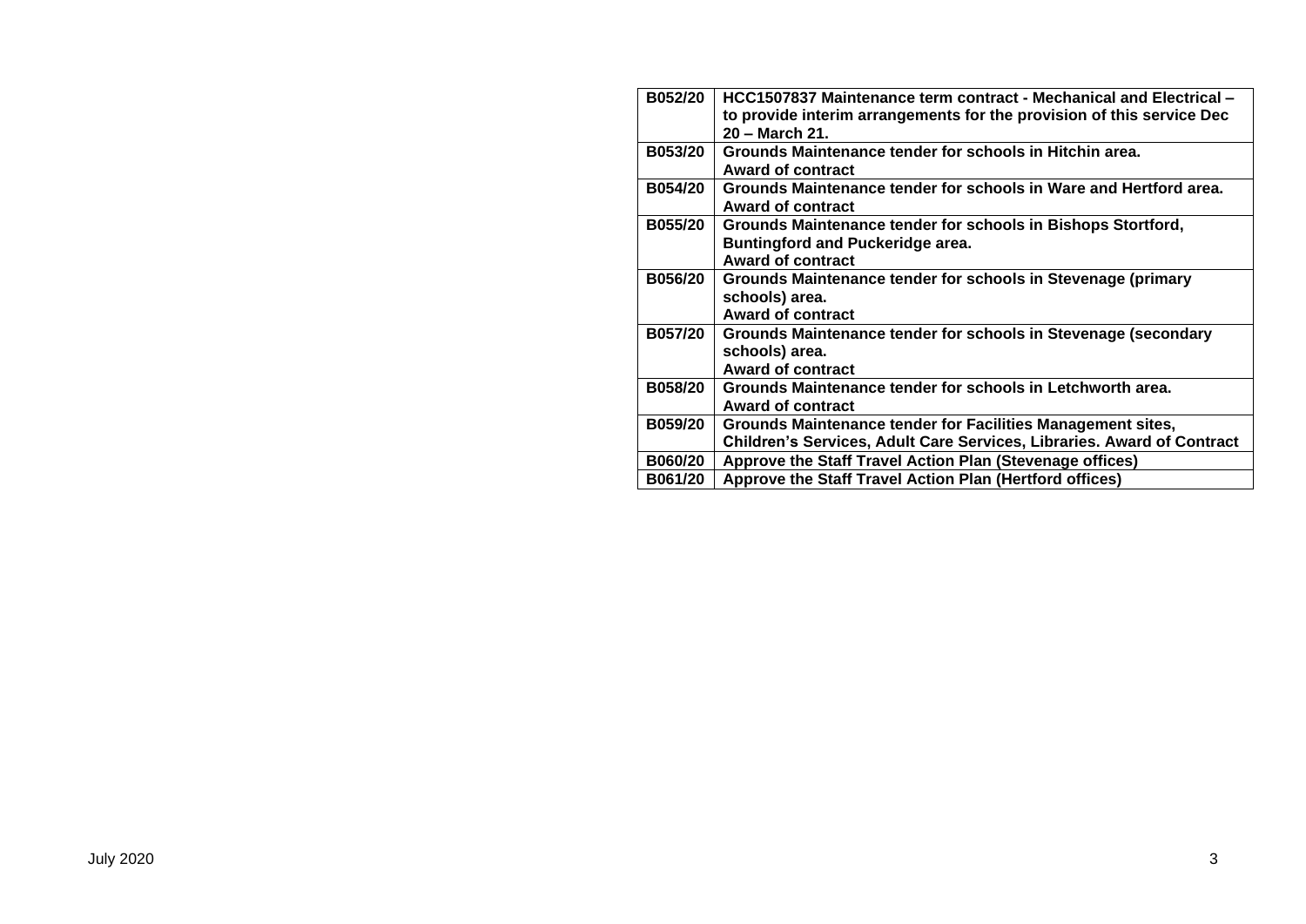| | |
|---|---|
| **B052/20** | **HCC1507837 Maintenance term contract - Mechanical and Electrical – to provide interim arrangements for the provision of this service Dec 20 – March 21.** |
| **B053/20** | **Grounds Maintenance tender for schools in Hitchin area. Award of contract** |
| **B054/20** | **Grounds Maintenance tender for schools in Ware and Hertford area. Award of contract** |
| **B055/20** | **Grounds Maintenance tender for schools in Bishops Stortford, Buntingford and Puckeridge area. Award of contract** |
| **B056/20** | **Grounds Maintenance tender for schools in Stevenage (primary schools) area. Award of contract** |
| **B057/20** | **Grounds Maintenance tender for schools in Stevenage (secondary schools) area. Award of contract** |
| **B058/20** | **Grounds Maintenance tender for schools in Letchworth area. Award of contract** |
| **B059/20** | **Grounds Maintenance tender for Facilities Management sites, Children's Services, Adult Care Services, Libraries. Award of Contract** |
| **B060/20** | **Approve the Staff Travel Action Plan (Stevenage offices)** |
| **B061/20** | **Approve the Staff Travel Action Plan (Hertford offices)** |

July 2020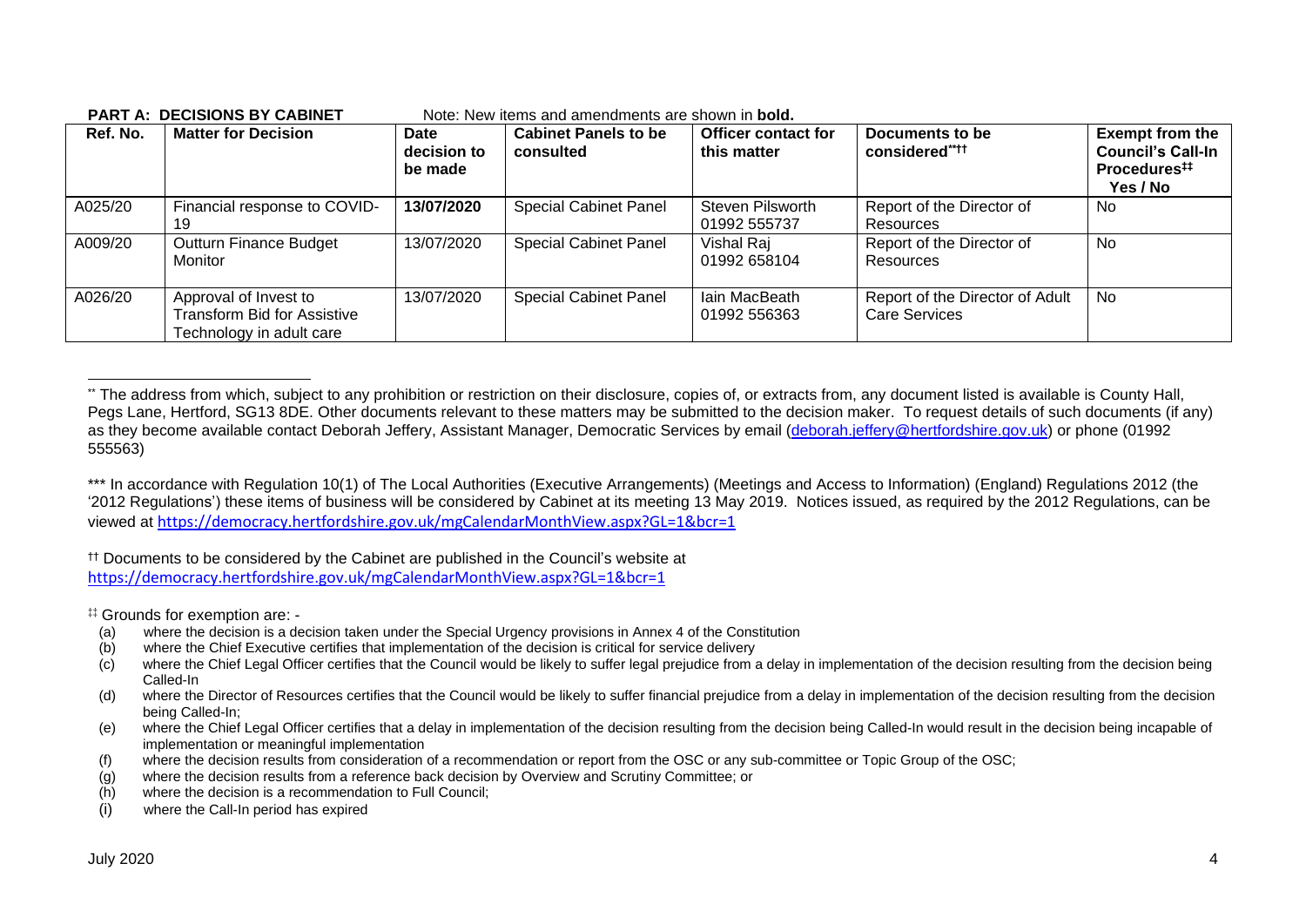**PART A: DECISIONS BY CABINET** Note: New items and amendments are shown in **bold.**

| Ref. No. | Matter for Decision | Date decision to be made | Cabinet Panels to be consulted | Officer contact for this matter | Documents to be considered**†† | Exempt from the Council's Call-In Procedures‡‡ Yes / No |
|---|---|---|---|---|---|---|
| A025/20 | Financial response to COVID-19 | **13/07/2020** | Special Cabinet Panel | Steven Pilsworth 01992 555737 | Report of the Director of Resources | No |
| A009/20 | Outturn Finance Budget Monitor | 13/07/2020 | Special Cabinet Panel | Vishal Raj 01992 658104 | Report of the Director of Resources | No |
| A026/20 | Approval of Invest to Transform Bid for Assistive Technology in adult care | 13/07/2020 | Special Cabinet Panel | Iain MacBeath 01992 556363 | Report of the Director of Adult Care Services | No |

** The address from which, subject to any prohibition or restriction on their disclosure, copies of, or extracts from, any document listed is available is County Hall, Pegs Lane, Hertford, SG13 8DE. Other documents relevant to these matters may be submitted to the decision maker. To request details of such documents (if any) as they become available contact Deborah Jeffery, Assistant Manager, Democratic Services by email (deborah.jeffery@hertfordshire.gov.uk) or phone (01992 555563)

*** In accordance with Regulation 10(1) of The Local Authorities (Executive Arrangements) (Meetings and Access to Information) (England) Regulations 2012 (the '2012 Regulations') these items of business will be considered by Cabinet at its meeting 13 May 2019. Notices issued, as required by the 2012 Regulations, can be viewed at https://democracy.hertfordshire.gov.uk/mgCalendarMonthView.aspx?GL=1&bcr=1

†† Documents to be considered by the Cabinet are published in the Council's website at https://democracy.hertfordshire.gov.uk/mgCalendarMonthView.aspx?GL=1&bcr=1

‡‡ Grounds for exemption are: -

- (a) where the decision is a decision taken under the Special Urgency provisions in Annex 4 of the Constitution
- (b) where the Chief Executive certifies that implementation of the decision is critical for service delivery
- (c) where the Chief Legal Officer certifies that the Council would be likely to suffer legal prejudice from a delay in implementation of the decision resulting from the decision being Called-In
- (d) where the Director of Resources certifies that the Council would be likely to suffer financial prejudice from a delay in implementation of the decision resulting from the decision being Called-In;
- (e) where the Chief Legal Officer certifies that a delay in implementation of the decision resulting from the decision being Called-In would result in the decision being incapable of implementation or meaningful implementation
- (f) where the decision results from consideration of a recommendation or report from the OSC or any sub-committee or Topic Group of the OSC;
- (g) where the decision results from a reference back decision by Overview and Scrutiny Committee; or
- (h) where the decision is a recommendation to Full Council;
- (i) where the Call-In period has expired

July 2020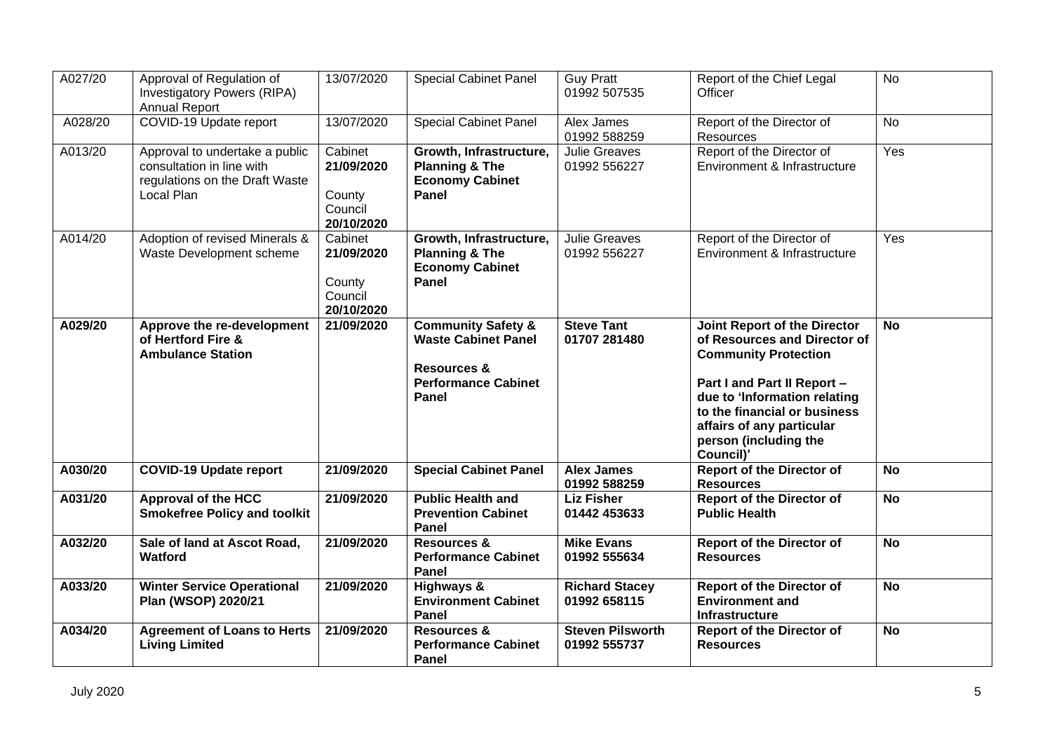| A027/20 | Approval of Regulation of Investigatory Powers (RIPA) Annual Report | 13/07/2020 | Special Cabinet Panel | Guy Pratt 01992 507535 | Report of the Chief Legal Officer | No |
|---|---|---|---|---|---|---|
| A028/20 | COVID-19 Update report | 13/07/2020 | Special Cabinet Panel | Alex James 01992 588259 | Report of the Director of Resources | No |
| A013/20 | Approval to undertake a public consultation in line with regulations on the Draft Waste Local Plan | Cabinet **21/09/2020** County Council **20/10/2020** | **Growth, Infrastructure, Planning & The Economy Cabinet Panel** | Julie Greaves 01992 556227 | Report of the Director of Environment & Infrastructure | Yes |
| A014/20 | Adoption of revised Minerals & Waste Development scheme | Cabinet **21/09/2020** County Council **20/10/2020** | **Growth, Infrastructure, Planning & The Economy Cabinet Panel** | Julie Greaves 01992 556227 | Report of the Director of Environment & Infrastructure | Yes |
| **A029/20** | **Approve the re-development of Hertford Fire & Ambulance Station** | **21/09/2020** | **Community Safety & Waste Cabinet Panel** **Resources & Performance Cabinet Panel** | **Steve Tant 01707 281480** | **Joint Report of the Director of Resources and Director of Community Protection** **Part I and Part II Report – due to 'Information relating to the financial or business affairs of any particular person (including the Council)'** | **No** |
| **A030/20** | **COVID-19 Update report** | **21/09/2020** | **Special Cabinet Panel** | **Alex James 01992 588259** | **Report of the Director of Resources** | **No** |
| **A031/20** | **Approval of the HCC Smokefree Policy and toolkit** | **21/09/2020** | **Public Health and Prevention Cabinet Panel** | **Liz Fisher 01442 453633** | **Report of the Director of Public Health** | **No** |
| **A032/20** | **Sale of land at Ascot Road, Watford** | **21/09/2020** | **Resources & Performance Cabinet Panel** | **Mike Evans 01992 555634** | **Report of the Director of Resources** | **No** |
| **A033/20** | **Winter Service Operational Plan (WSOP) 2020/21** | **21/09/2020** | **Highways & Environment Cabinet Panel** | **Richard Stacey 01992 658115** | **Report of the Director of Environment and Infrastructure** | **No** |
| **A034/20** | **Agreement of Loans to Herts Living Limited** | **21/09/2020** | **Resources & Performance Cabinet Panel** | **Steven Pilsworth 01992 555737** | **Report of the Director of Resources** | **No** |

July 2020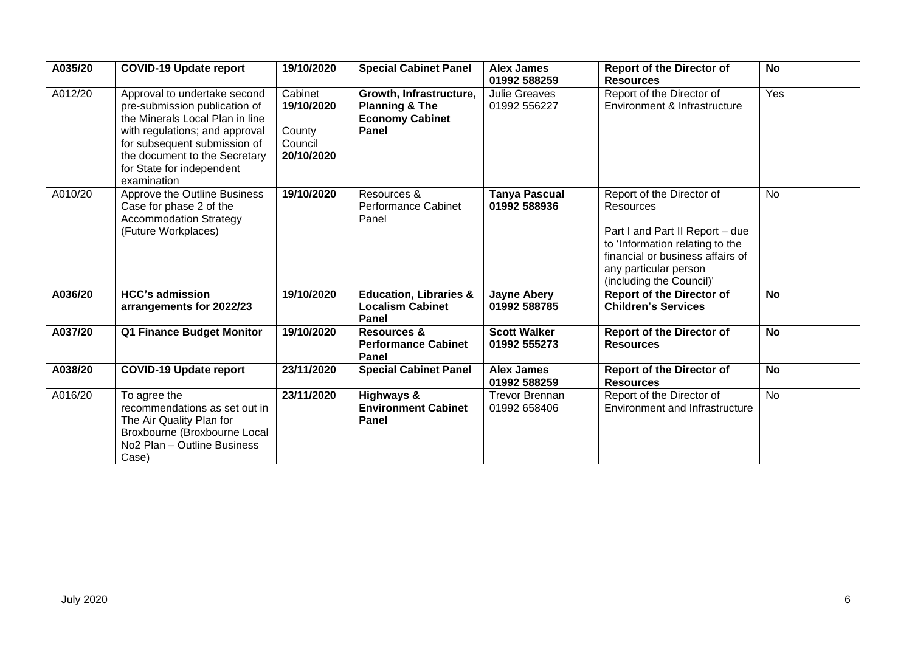| **A035/20** | **COVID-19 Update report** | **19/10/2020** | **Special Cabinet Panel** | **Alex James 01992 588259** | **Report of the Director of Resources** | **No** |
|---|---|---|---|---|---|---|
| A012/20 | Approval to undertake second pre-submission publication of the Minerals Local Plan in line with regulations; and approval for subsequent submission of the document to the Secretary for State for independent examination | Cabinet **19/10/2020** County Council **20/10/2020** | **Growth, Infrastructure, Planning & The Economy Cabinet Panel** | Julie Greaves 01992 556227 | Report of the Director of Environment & Infrastructure | Yes |
| A010/20 | Approve the Outline Business Case for phase 2 of the Accommodation Strategy (Future Workplaces) | **19/10/2020** | Resources & Performance Cabinet Panel | **Tanya Pascual 01992 588936** | Report of the Director of Resources<br><br>Part I and Part II Report – due to 'Information relating to the financial or business affairs of any particular person (including the Council)' | No |
| **A036/20** | **HCC's admission arrangements for 2022/23** | **19/10/2020** | **Education, Libraries & Localism Cabinet Panel** | **Jayne Abery 01992 588785** | **Report of the Director of Children's Services** | **No** |
| **A037/20** | **Q1 Finance Budget Monitor** | **19/10/2020** | **Resources & Performance Cabinet Panel** | **Scott Walker 01992 555273** | **Report of the Director of Resources** | **No** |
| **A038/20** | **COVID-19 Update report** | **23/11/2020** | **Special Cabinet Panel** | **Alex James 01992 588259** | **Report of the Director of Resources** | **No** |
| A016/20 | To agree the recommendations as set out in The Air Quality Plan for Broxbourne (Broxbourne Local No2 Plan – Outline Business Case) | **23/11/2020** | **Highways & Environment Cabinet Panel** | Trevor Brennan 01992 658406 | Report of the Director of Environment and Infrastructure | No |

July 2020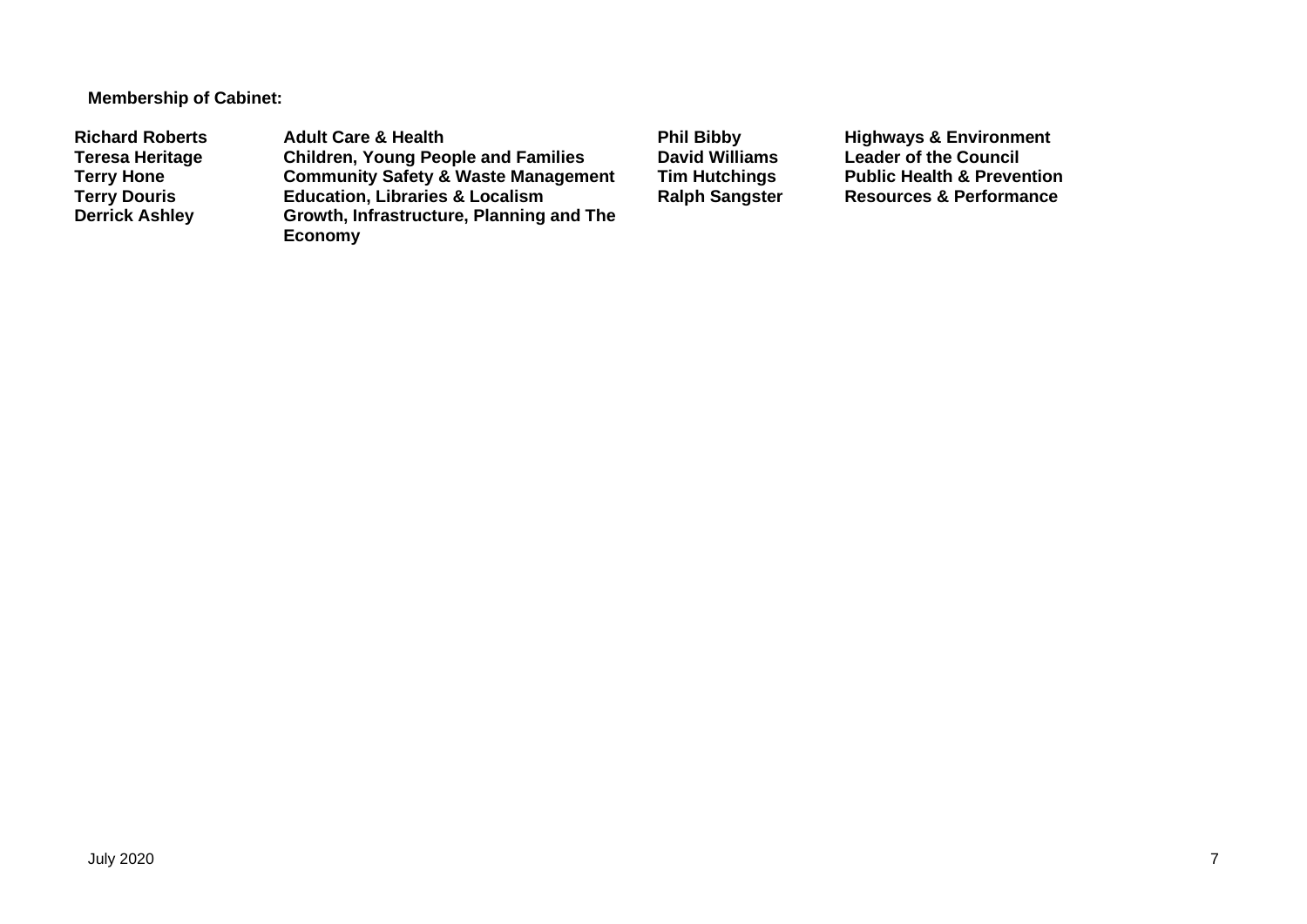**Membership of Cabinet:**

| | | | |
|---|---|---|---|
| **Richard Roberts** | **Adult Care & Health** | **Phil Bibby** | **Highways & Environment** |
| **Teresa Heritage** | **Children, Young People and Families** | **David Williams** | **Leader of the Council** |
| **Terry Hone** | **Community Safety & Waste Management** | **Tim Hutchings** | **Public Health & Prevention** |
| **Terry Douris** | **Education, Libraries & Localism** | **Ralph Sangster** | **Resources & Performance** |
| **Derrick Ashley** | **Growth, Infrastructure, Planning and The Economy** | | |

July 2020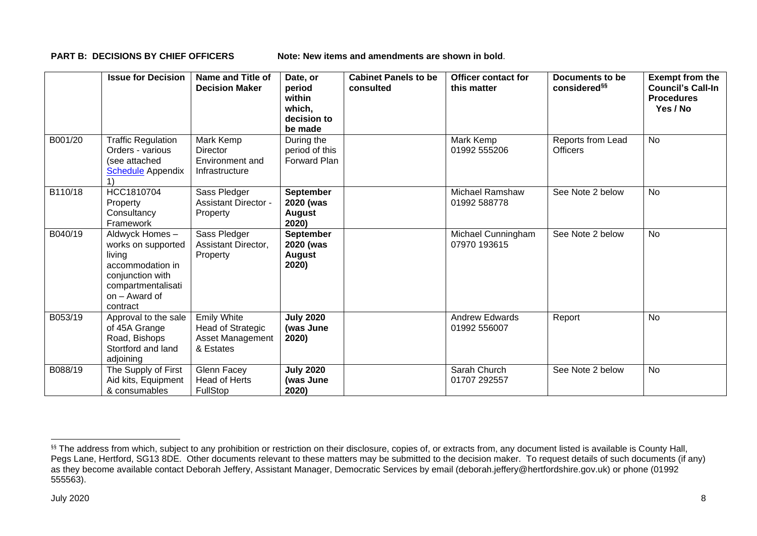**PART B: DECISIONS BY CHIEF OFFICERS** Note: New items and amendments are shown in **bold**.

| | Issue for Decision | Name and Title of Decision Maker | Date, or period within which, decision to be made | Cabinet Panels to be consulted | Officer contact for this matter | Documents to be considered[§§] | Exempt from the Council's Call-In Procedures Yes / No |
|---|---|---|---|---|---|---|---|
| B001/20 | Traffic Regulation Orders - various (see attached Schedule Appendix 1) | Mark Kemp Director Environment and Infrastructure | During the period of this Forward Plan | | Mark Kemp 01992 555206 | Reports from Lead Officers | No |
| B110/18 | HCC1810704 Property Consultancy Framework | Sass Pledger Assistant Director - Property | **September 2020 (was August 2020)** | | Michael Ramshaw 01992 588778 | See Note 2 below | No |
| B040/19 | Aldwyck Homes – works on supported living accommodation in conjunction with compartmentalisation – Award of contract | Sass Pledger Assistant Director, Property | **September 2020 (was August 2020)** | | Michael Cunningham 07970 193615 | See Note 2 below | No |
| B053/19 | Approval to the sale of 45A Grange Road, Bishops Stortford and land adjoining | Emily White Head of Strategic Asset Management & Estates | **July 2020 (was June 2020)** | | Andrew Edwards 01992 556007 | Report | No |
| B088/19 | The Supply of First Aid kits, Equipment & consumables | Glenn Facey Head of Herts FullStop | **July 2020 (was June 2020)** | | Sarah Church 01707 292557 | See Note 2 below | No |

[§§] The address from which, subject to any prohibition or restriction on their disclosure, copies of, or extracts from, any document listed is available is County Hall, Pegs Lane, Hertford, SG13 8DE. Other documents relevant to these matters may be submitted to the decision maker. To request details of such documents (if any) as they become available contact Deborah Jeffery, Assistant Manager, Democratic Services by email (deborah.jeffery@hertfordshire.gov.uk) or phone (01992 555563).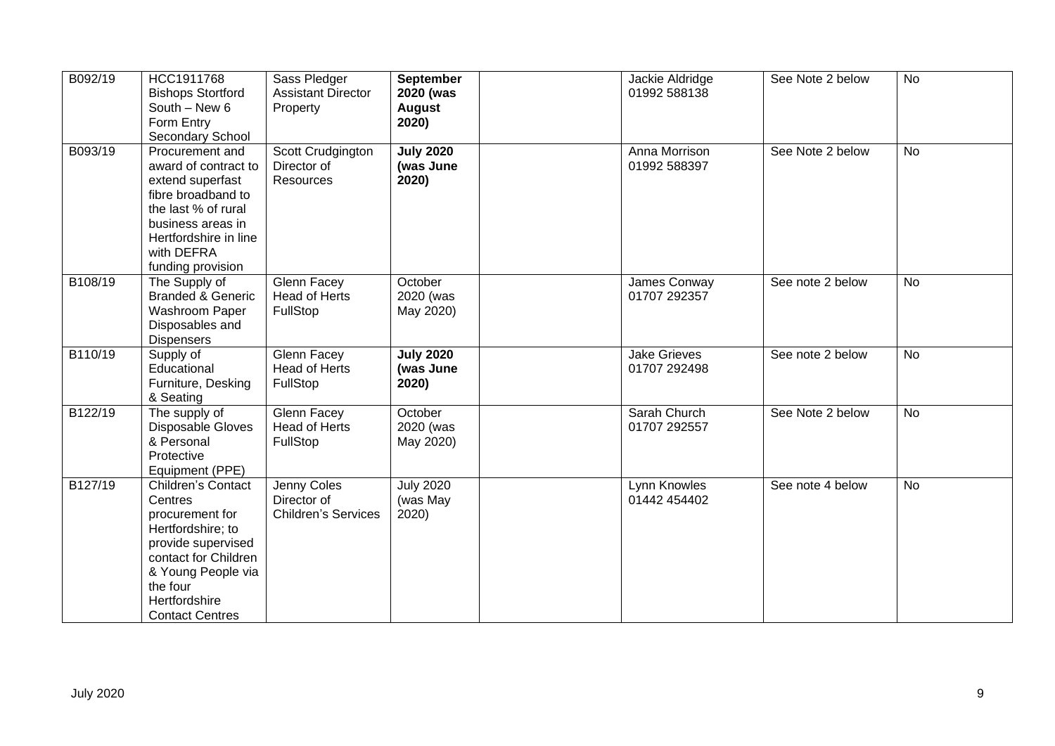| | | | | | | | |
|---|---|---|---|---|---|---|---|
| B092/19 | HCC1911768 Bishops Stortford South – New 6 Form Entry Secondary School | Sass Pledger Assistant Director Property | **September 2020 (was August 2020)** | | Jackie Aldridge 01992 588138 | See Note 2 below | No |
| B093/19 | Procurement and award of contract to extend superfast fibre broadband to the last % of rural business areas in Hertfordshire in line with DEFRA funding provision | Scott Crudgington Director of Resources | **July 2020 (was June 2020)** | | Anna Morrison 01992 588397 | See Note 2 below | No |
| B108/19 | The Supply of Branded & Generic Washroom Paper Disposables and Dispensers | Glenn Facey Head of Herts FullStop | October 2020 (was May 2020) | | James Conway 01707 292357 | See note 2 below | No |
| B110/19 | Supply of Educational Furniture, Desking & Seating | Glenn Facey Head of Herts FullStop | **July 2020 (was June 2020)** | | Jake Grieves 01707 292498 | See note 2 below | No |
| B122/19 | The supply of Disposable Gloves & Personal Protective Equipment (PPE) | Glenn Facey Head of Herts FullStop | October 2020 (was May 2020) | | Sarah Church 01707 292557 | See Note 2 below | No |
| B127/19 | Children's Contact Centres procurement for Hertfordshire; to provide supervised contact for Children & Young People via the four Hertfordshire Contact Centres | Jenny Coles Director of Children's Services | July 2020 (was May 2020) | | Lynn Knowles 01442 454402 | See note 4 below | No |

July 2020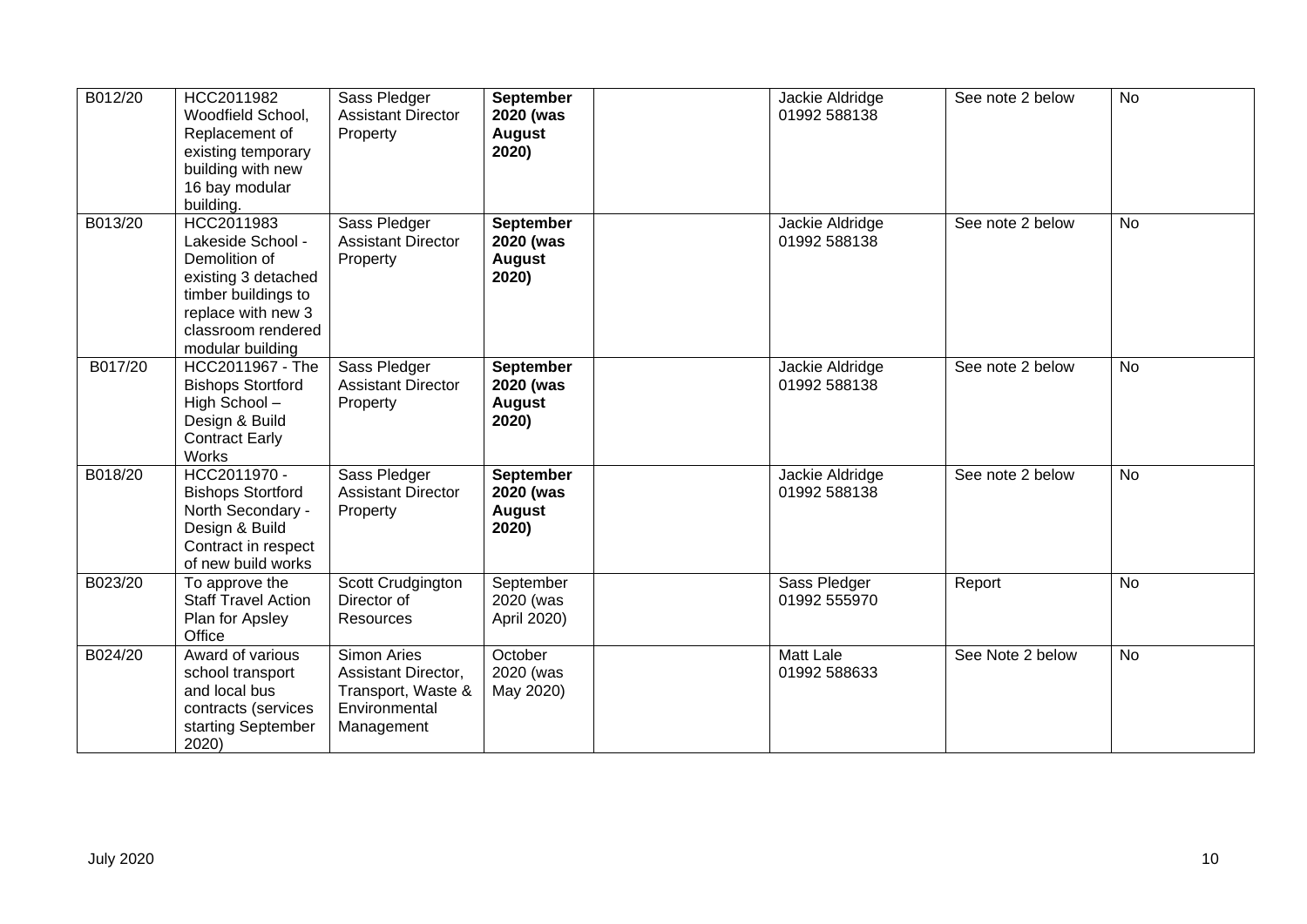| | | | | | | | |
|---|---|---|---|---|---|---|---|
| B012/20 | HCC2011982 Woodfield School, Replacement of existing temporary building with new 16 bay modular building. | Sass Pledger Assistant Director Property | **September 2020 (was August 2020)** | | Jackie Aldridge 01992 588138 | See note 2 below | No |
| B013/20 | HCC2011983 Lakeside School - Demolition of existing 3 detached timber buildings to replace with new 3 classroom rendered modular building | Sass Pledger Assistant Director Property | **September 2020 (was August 2020)** | | Jackie Aldridge 01992 588138 | See note 2 below | No |
| B017/20 | HCC2011967 - The Bishops Stortford High School – Design & Build Contract Early Works | Sass Pledger Assistant Director Property | **September 2020 (was August 2020)** | | Jackie Aldridge 01992 588138 | See note 2 below | No |
| B018/20 | HCC2011970 - Bishops Stortford North Secondary - Design & Build Contract in respect of new build works | Sass Pledger Assistant Director Property | **September 2020 (was August 2020)** | | Jackie Aldridge 01992 588138 | See note 2 below | No |
| B023/20 | To approve the Staff Travel Action Plan for Apsley Office | Scott Crudgington Director of Resources | September 2020 (was April 2020) | | Sass Pledger 01992 555970 | Report | No |
| B024/20 | Award of various school transport and local bus contracts (services starting September 2020) | Simon Aries Assistant Director, Transport, Waste & Environmental Management | October 2020 (was May 2020) | | Matt Lale 01992 588633 | See Note 2 below | No |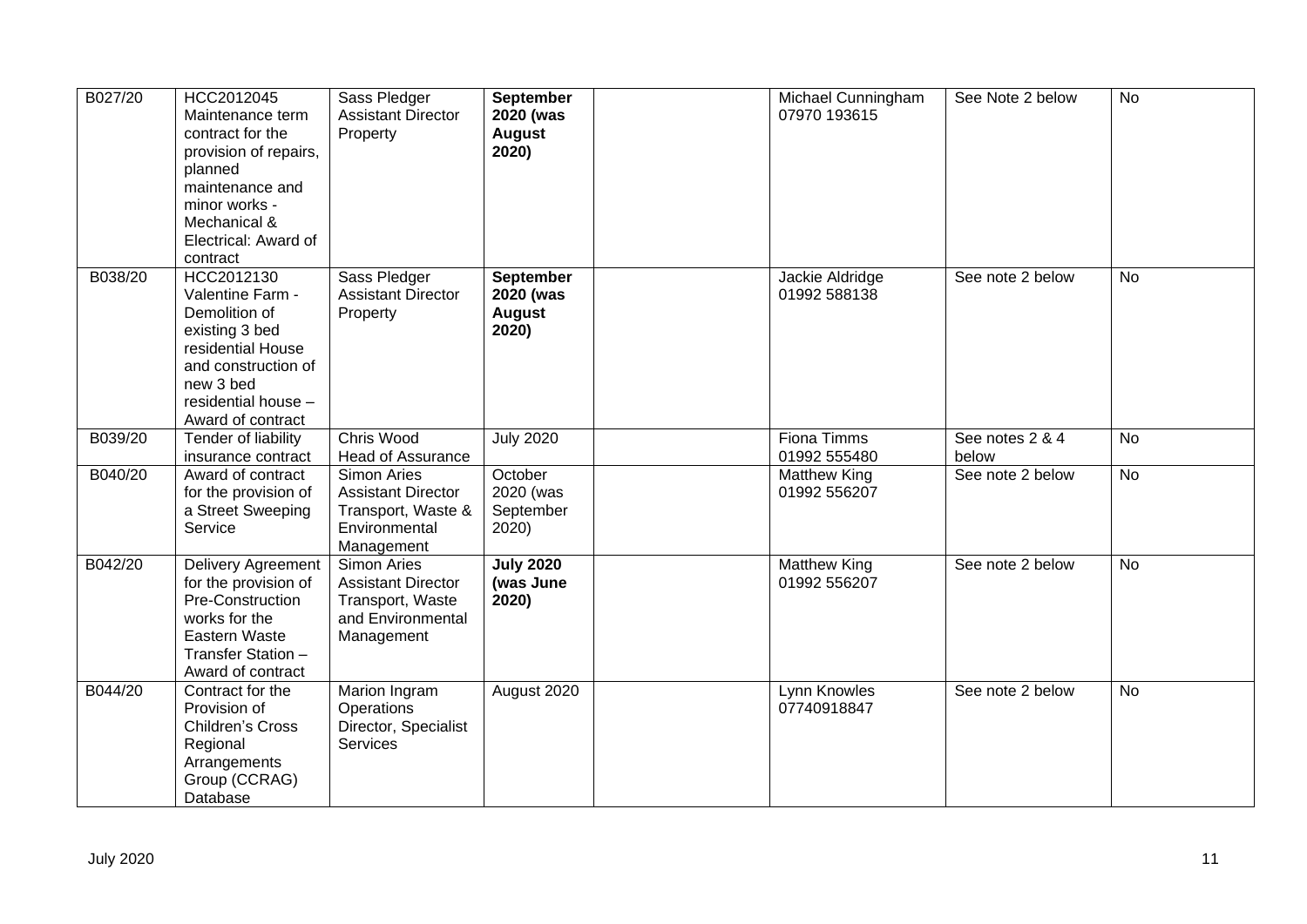| B027/20 | HCC2012045 Maintenance term contract for the provision of repairs, planned maintenance and minor works - Mechanical & Electrical: Award of contract | Sass Pledger Assistant Director Property | **September 2020 (was August 2020)** | | Michael Cunningham 07970 193615 | See Note 2 below | No |
|---|---|---|---|---|---|---|---|
| B038/20 | HCC2012130 Valentine Farm - Demolition of existing 3 bed residential House and construction of new 3 bed residential house – Award of contract | Sass Pledger Assistant Director Property | **September 2020 (was August 2020)** | | Jackie Aldridge 01992 588138 | See note 2 below | No |
| B039/20 | Tender of liability insurance contract | Chris Wood Head of Assurance | July 2020 | | Fiona Timms 01992 555480 | See notes 2 & 4 below | No |
| B040/20 | Award of contract for the provision of a Street Sweeping Service | Simon Aries Assistant Director Transport, Waste & Environmental Management | October 2020 (was September 2020) | | Matthew King 01992 556207 | See note 2 below | No |
| B042/20 | Delivery Agreement for the provision of Pre-Construction works for the Eastern Waste Transfer Station – Award of contract | Simon Aries Assistant Director Transport, Waste and Environmental Management | **July 2020 (was June 2020)** | | Matthew King 01992 556207 | See note 2 below | No |
| B044/20 | Contract for the Provision of Children's Cross Regional Arrangements Group (CCRAG) Database | Marion Ingram Operations Director, Specialist Services | August 2020 | | Lynn Knowles 07740918847 | See note 2 below | No |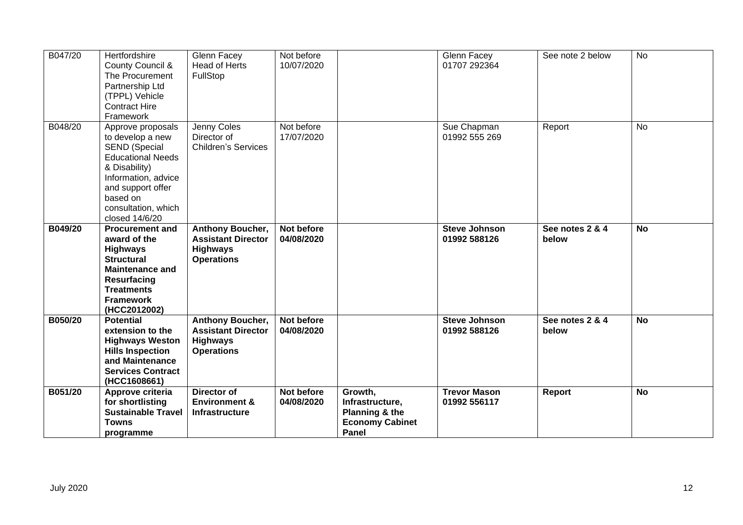| B047/20 | Hertfordshire County Council & The Procurement Partnership Ltd (TPPL) Vehicle Contract Hire Framework | Glenn Facey Head of Herts FullStop | Not before 10/07/2020 | | Glenn Facey 01707 292364 | See note 2 below | No |
|---|---|---|---|---|---|---|---|
| B048/20 | Approve proposals to develop a new SEND (Special Educational Needs & Disability) Information, advice and support offer based on consultation, which closed 14/6/20 | Jenny Coles Director of Children's Services | Not before 17/07/2020 | | Sue Chapman 01992 555 269 | Report | No |
| **B049/20** | **Procurement and award of the Highways Structural Maintenance and Resurfacing Treatments Framework (HCC2012002)** | **Anthony Boucher, Assistant Director Highways Operations** | **Not before 04/08/2020** | | **Steve Johnson 01992 588126** | **See notes 2 & 4 below** | **No** |
| **B050/20** | **Potential extension to the Highways Weston Hills Inspection and Maintenance Services Contract (HCC1608661)** | **Anthony Boucher, Assistant Director Highways Operations** | **Not before 04/08/2020** | | **Steve Johnson 01992 588126** | **See notes 2 & 4 below** | **No** |
| **B051/20** | **Approve criteria for shortlisting Sustainable Travel Towns programme** | **Director of Environment & Infrastructure** | **Not before 04/08/2020** | **Growth, Infrastructure, Planning & the Economy Cabinet Panel** | **Trevor Mason 01992 556117** | **Report** | **No** |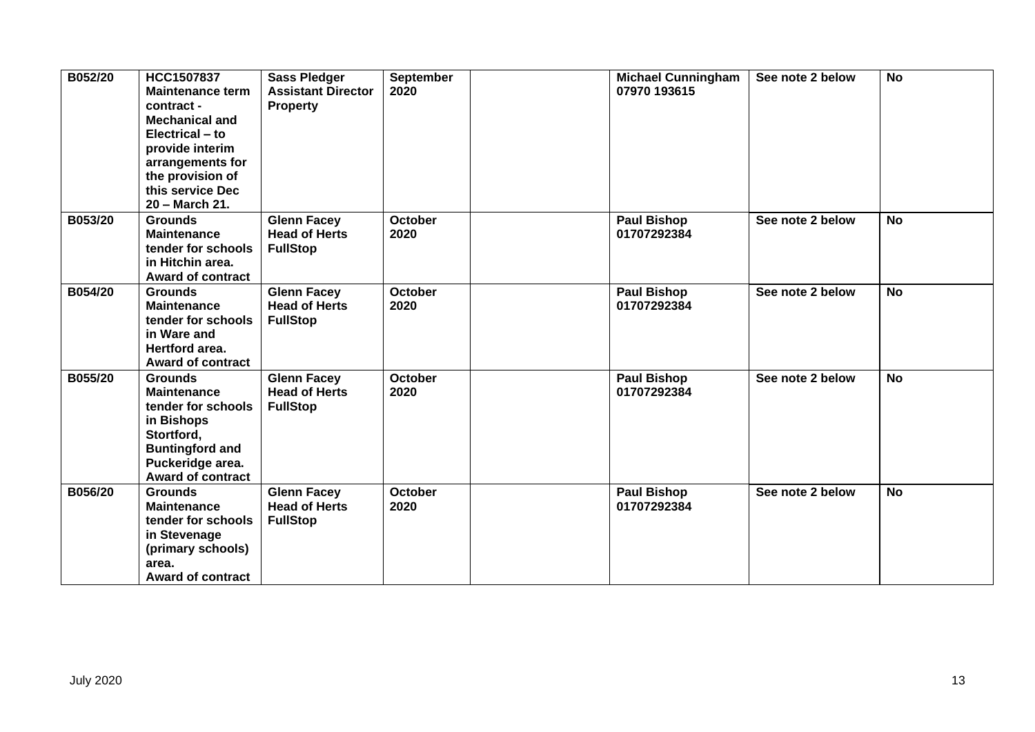| B052/20 | **HCC1507837 Maintenance term contract - Mechanical and Electrical – to provide interim arrangements for the provision of this service Dec 20 – March 21.** | **Sass Pledger Assistant Director Property** | **September 2020** | | **Michael Cunningham 07970 193615** | **See note 2 below** | **No** |
|---|---|---|---|---|---|---|---|
| B053/20 | **Grounds Maintenance tender for schools in Hitchin area. Award of contract** | **Glenn Facey Head of Herts FullStop** | **October 2020** | | **Paul Bishop 01707292384** | **See note 2 below** | **No** |
| B054/20 | **Grounds Maintenance tender for schools in Ware and Hertford area. Award of contract** | **Glenn Facey Head of Herts FullStop** | **October 2020** | | **Paul Bishop 01707292384** | **See note 2 below** | **No** |
| B055/20 | **Grounds Maintenance tender for schools in Bishops Stortford, Buntingford and Puckeridge area. Award of contract** | **Glenn Facey Head of Herts FullStop** | **October 2020** | | **Paul Bishop 01707292384** | **See note 2 below** | **No** |
| B056/20 | **Grounds Maintenance tender for schools in Stevenage (primary schools) area. Award of contract** | **Glenn Facey Head of Herts FullStop** | **October 2020** | | **Paul Bishop 01707292384** | **See note 2 below** | **No** |

July 2020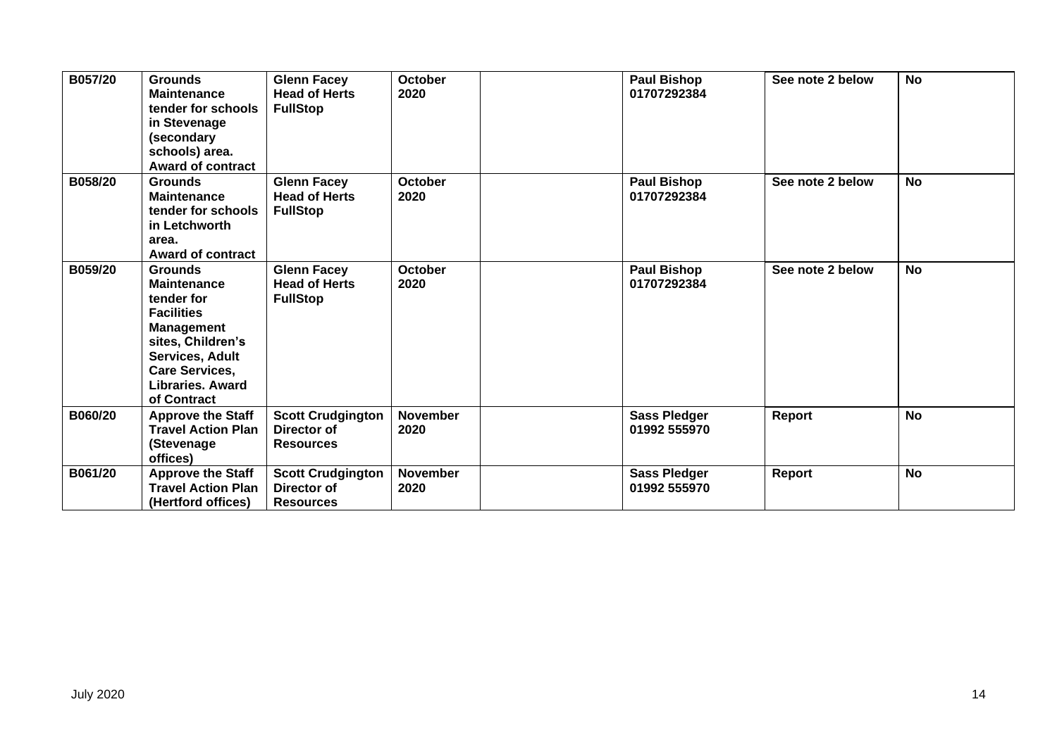| | | | | | | | |
|---|---|---|---|---|---|---|---|
| **B057/20** | **Grounds Maintenance tender for schools in Stevenage (secondary schools) area. Award of contract** | **Glenn Facey Head of Herts FullStop** | **October 2020** | | **Paul Bishop 01707292384** | **See note 2 below** | **No** |
| **B058/20** | **Grounds Maintenance tender for schools in Letchworth area. Award of contract** | **Glenn Facey Head of Herts FullStop** | **October 2020** | | **Paul Bishop 01707292384** | **See note 2 below** | **No** |
| **B059/20** | **Grounds Maintenance tender for Facilities Management sites, Children's Services, Adult Care Services, Libraries. Award of Contract** | **Glenn Facey Head of Herts FullStop** | **October 2020** | | **Paul Bishop 01707292384** | **See note 2 below** | **No** |
| **B060/20** | **Approve the Staff Travel Action Plan (Stevenage offices)** | **Scott Crudgington Director of Resources** | **November 2020** | | **Sass Pledger 01992 555970** | **Report** | **No** |
| **B061/20** | **Approve the Staff Travel Action Plan (Hertford offices)** | **Scott Crudgington Director of Resources** | **November 2020** | | **Sass Pledger 01992 555970** | **Report** | **No** |

July 2020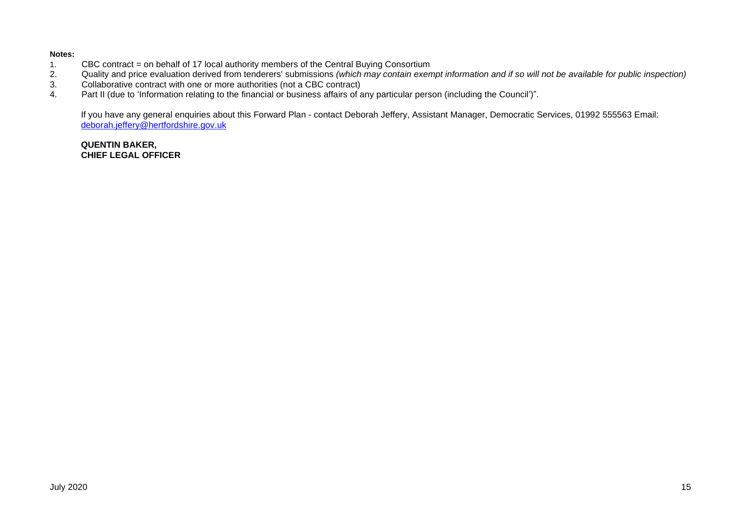**Notes:**

1. CBC contract = on behalf of 17 local authority members of the Central Buying Consortium
2. Quality and price evaluation derived from tenderers' submissions *(which may contain exempt information and if so will not be available for public inspection)*
3. Collaborative contract with one or more authorities (not a CBC contract)
4. Part II (due to 'Information relating to the financial or business affairs of any particular person (including the Council')".

If you have any general enquiries about this Forward Plan - contact Deborah Jeffery, Assistant Manager, Democratic Services, 01992 555563 Email: deborah.jeffery@hertfordshire.gov.uk

**QUENTIN BAKER,**
**CHIEF LEGAL OFFICER**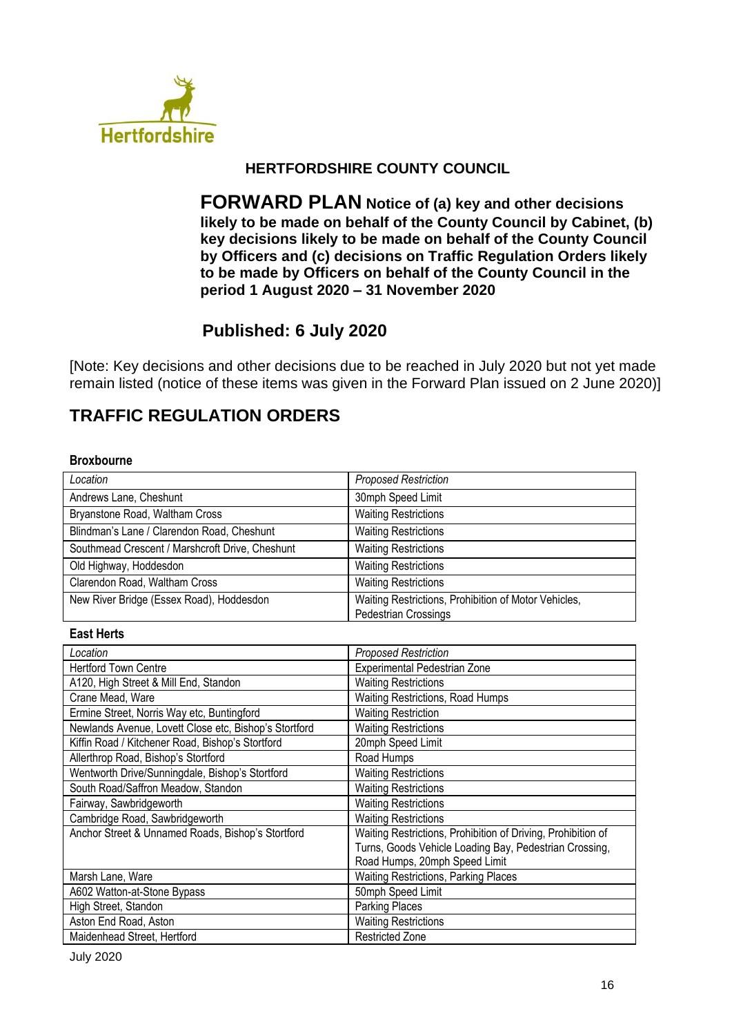Hertfordshire

**HERTFORDSHIRE COUNTY COUNCIL**

# FORWARD PLAN Notice of (a) key and other decisions likely to be made on behalf of the County Council by Cabinet, (b) key decisions likely to be made on behalf of the County Council by Officers and (c) decisions on Traffic Regulation Orders likely to be made by Officers on behalf of the County Council in the period 1 August 2020 – 31 November 2020

## Published: 6 July 2020

[Note: Key decisions and other decisions due to be reached in July 2020 but not yet made remain listed (notice of these items was given in the Forward Plan issued on 2 June 2020)]

## TRAFFIC REGULATION ORDERS

### Broxbourne

| *Location* | *Proposed Restriction* |
|---|---|
| Andrews Lane, Cheshunt | 30mph Speed Limit |
| Bryanstone Road, Waltham Cross | Waiting Restrictions |
| Blindman's Lane / Clarendon Road, Cheshunt | Waiting Restrictions |
| Southmead Crescent / Marshcroft Drive, Cheshunt | Waiting Restrictions |
| Old Highway, Hoddesdon | Waiting Restrictions |
| Clarendon Road, Waltham Cross | Waiting Restrictions |
| New River Bridge (Essex Road), Hoddesdon | Waiting Restrictions, Prohibition of Motor Vehicles, Pedestrian Crossings |

### East Herts

| *Location* | *Proposed Restriction* |
|---|---|
| Hertford Town Centre | Experimental Pedestrian Zone |
| A120, High Street & Mill End, Standon | Waiting Restrictions |
| Crane Mead, Ware | Waiting Restrictions, Road Humps |
| Ermine Street, Norris Way etc, Buntingford | Waiting Restriction |
| Newlands Avenue, Lovett Close etc, Bishop's Stortford | Waiting Restrictions |
| Kiffin Road / Kitchener Road, Bishop's Stortford | 20mph Speed Limit |
| Allerthrop Road, Bishop's Stortford | Road Humps |
| Wentworth Drive/Sunningdale, Bishop's Stortford | Waiting Restrictions |
| South Road/Saffron Meadow, Standon | Waiting Restrictions |
| Fairway, Sawbridgeworth | Waiting Restrictions |
| Cambridge Road, Sawbridgeworth | Waiting Restrictions |
| Anchor Street & Unnamed Roads, Bishop's Stortford | Waiting Restrictions, Prohibition of Driving, Prohibition of Turns, Goods Vehicle Loading Bay, Pedestrian Crossing, Road Humps, 20mph Speed Limit |
| Marsh Lane, Ware | Waiting Restrictions, Parking Places |
| A602 Watton-at-Stone Bypass | 50mph Speed Limit |
| High Street, Standon | Parking Places |
| Aston End Road, Aston | Waiting Restrictions |
| Maidenhead Street, Hertford | Restricted Zone |

July 2020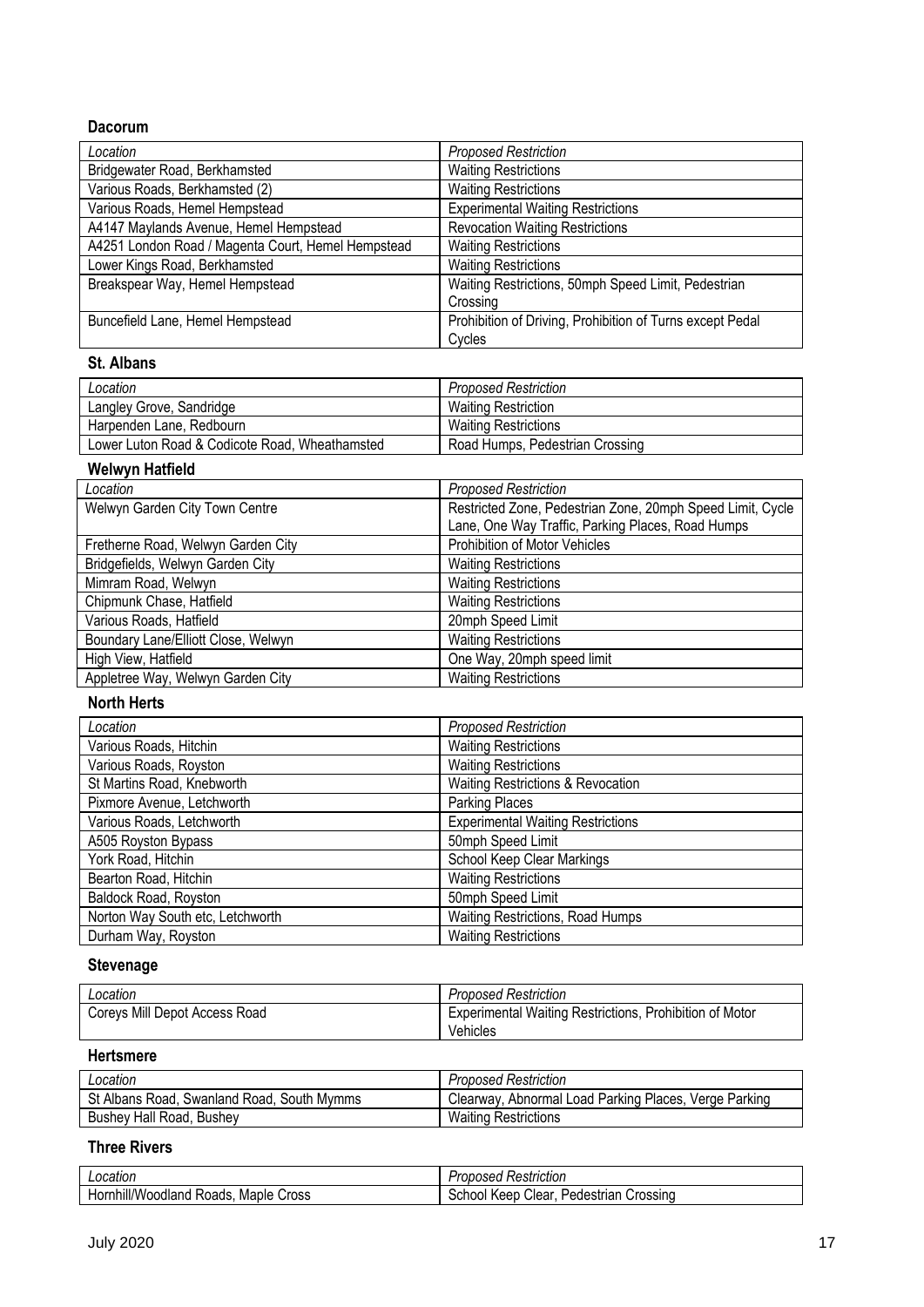### Dacorum

| *Location* | *Proposed Restriction* |
|---|---|
| Bridgewater Road, Berkhamsted | Waiting Restrictions |
| Various Roads, Berkhamsted (2) | Waiting Restrictions |
| Various Roads, Hemel Hempstead | Experimental Waiting Restrictions |
| A4147 Maylands Avenue, Hemel Hempstead | Revocation Waiting Restrictions |
| A4251 London Road / Magenta Court, Hemel Hempstead | Waiting Restrictions |
| Lower Kings Road, Berkhamsted | Waiting Restrictions |
| Breakspear Way, Hemel Hempstead | Waiting Restrictions, 50mph Speed Limit, Pedestrian Crossing |
| Buncefield Lane, Hemel Hempstead | Prohibition of Driving, Prohibition of Turns except Pedal Cycles |

### St. Albans

| *Location* | *Proposed Restriction* |
|---|---|
| Langley Grove, Sandridge | Waiting Restriction |
| Harpenden Lane, Redbourn | Waiting Restrictions |
| Lower Luton Road & Codicote Road, Wheathamsted | Road Humps, Pedestrian Crossing |

### Welwyn Hatfield

| *Location* | *Proposed Restriction* |
|---|---|
| Welwyn Garden City Town Centre | Restricted Zone, Pedestrian Zone, 20mph Speed Limit, Cycle Lane, One Way Traffic, Parking Places, Road Humps |
| Fretherne Road, Welwyn Garden City | Prohibition of Motor Vehicles |
| Bridgefields, Welwyn Garden City | Waiting Restrictions |
| Mimram Road, Welwyn | Waiting Restrictions |
| Chipmunk Chase, Hatfield | Waiting Restrictions |
| Various Roads, Hatfield | 20mph Speed Limit |
| Boundary Lane/Elliott Close, Welwyn | Waiting Restrictions |
| High View, Hatfield | One Way, 20mph speed limit |
| Appletree Way, Welwyn Garden City | Waiting Restrictions |

### North Herts

| *Location* | *Proposed Restriction* |
|---|---|
| Various Roads, Hitchin | Waiting Restrictions |
| Various Roads, Royston | Waiting Restrictions |
| St Martins Road, Knebworth | Waiting Restrictions & Revocation |
| Pixmore Avenue, Letchworth | Parking Places |
| Various Roads, Letchworth | Experimental Waiting Restrictions |
| A505 Royston Bypass | 50mph Speed Limit |
| York Road, Hitchin | School Keep Clear Markings |
| Bearton Road, Hitchin | Waiting Restrictions |
| Baldock Road, Royston | 50mph Speed Limit |
| Norton Way South etc, Letchworth | Waiting Restrictions, Road Humps |
| Durham Way, Royston | Waiting Restrictions |

### Stevenage

| *Location* | *Proposed Restriction* |
|---|---|
| Coreys Mill Depot Access Road | Experimental Waiting Restrictions, Prohibition of Motor Vehicles |

### Hertsmere

| *Location* | *Proposed Restriction* |
|---|---|
| St Albans Road, Swanland Road, South Mymms | Clearway, Abnormal Load Parking Places, Verge Parking |
| Bushey Hall Road, Bushey | Waiting Restrictions |

### Three Rivers

| *Location* | *Proposed Restriction* |
|---|---|
| Hornhill/Woodland Roads, Maple Cross | School Keep Clear, Pedestrian Crossing |

July 2020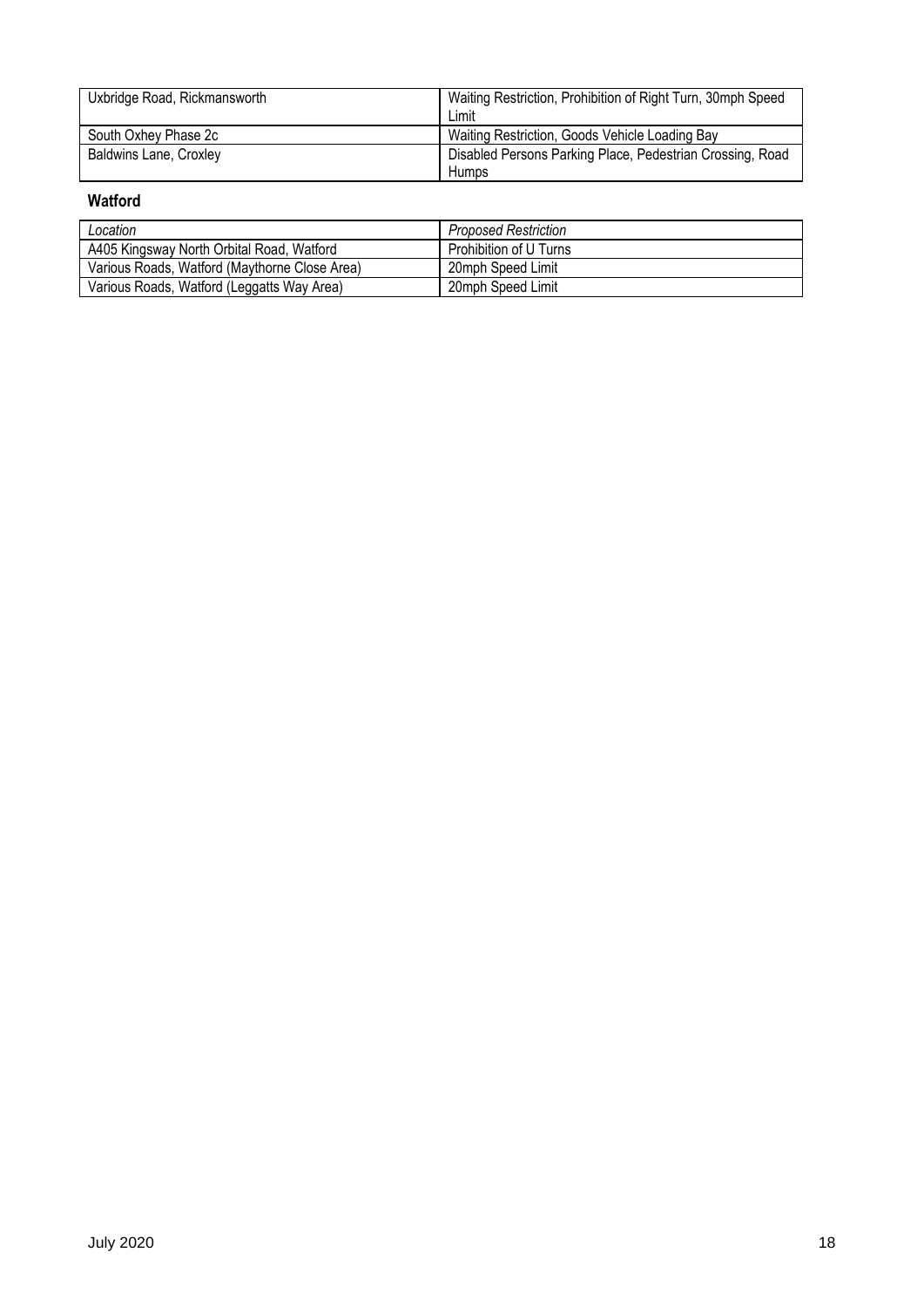| | |
|---|---|
| Uxbridge Road, Rickmansworth | Waiting Restriction, Prohibition of Right Turn, 30mph Speed Limit |
| South Oxhey Phase 2c | Waiting Restriction, Goods Vehicle Loading Bay |
| Baldwins Lane, Croxley | Disabled Persons Parking Place, Pedestrian Crossing, Road Humps |

**Watford**

| *Location* | *Proposed Restriction* |
|---|---|
| A405 Kingsway North Orbital Road, Watford | Prohibition of U Turns |
| Various Roads, Watford (Maythorne Close Area) | 20mph Speed Limit |
| Various Roads, Watford (Leggatts Way Area) | 20mph Speed Limit |

July 2020